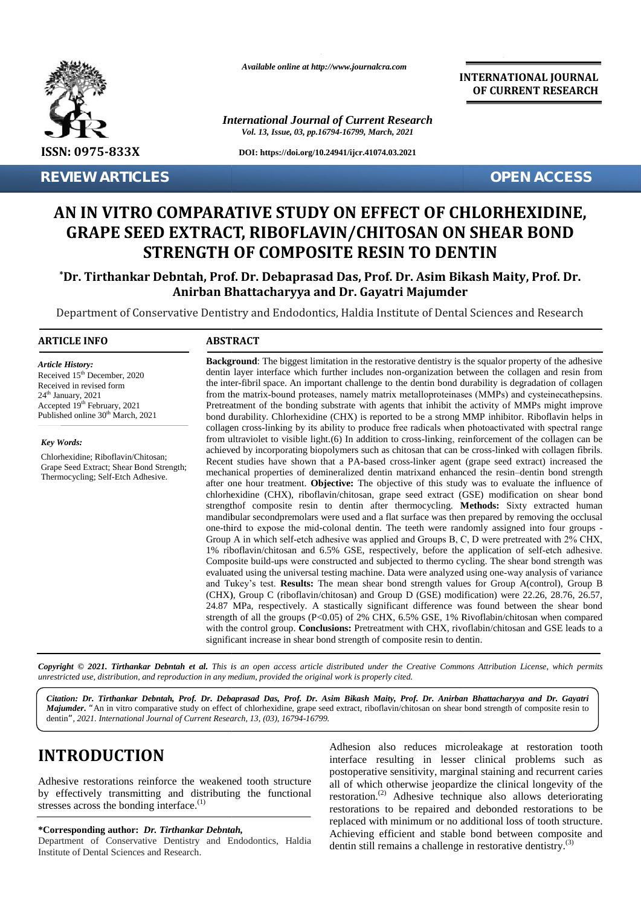*Available online at http://www.journalcra.com*

**INTERNATIONAL JOURNAL OF CURRENT RESEARCH**

*International Journal of Current Research*
*Vol. 13, Issue, 03, pp.16794-16799, March, 2021*

**ISSN: 0975-833X**

**DOI: https://doi.org/10.24941/ijcr.41074.03.2021**

**REVIEW ARTICLES**

**OPEN ACCESS**

# AN IN VITRO COMPARATIVE STUDY ON EFFECT OF CHLORHEXIDINE, GRAPE SEED EXTRACT, RIBOFLAVIN/CHITOSAN ON SHEAR BOND STRENGTH OF COMPOSITE RESIN TO DENTIN

**\*Dr. Tirthankar Debntah, Prof. Dr. Debaprasad Das, Prof. Dr. Asim Bikash Maity, Prof. Dr. Anirban Bhattacharyya and Dr. Gayatri Majumder**

Department of Conservative Dentistry and Endodontics, Haldia Institute of Dental Sciences and Research

## ARTICLE INFO

*Article History:*

Received 15th December, 2020
Received in revised form 24th January, 2021
Accepted 19th February, 2021
Published online 30th March, 2021

*Key Words:*

Chlorhexidine; Riboflavin/Chitosan; Grape Seed Extract; Shear Bond Strength; Thermocycling; Self-Etch Adhesive.

## ABSTRACT

**Background**: The biggest limitation in the restorative dentistry is the squalor property of the adhesive dentin layer interface which further includes non-organization between the collagen and resin from the inter-fibril space. An important challenge to the dentin bond durability is degradation of collagen from the matrix-bound proteases, namely matrix metalloproteinases (MMPs) and cysteinecathepsins. Pretreatment of the bonding substrate with agents that inhibit the activity of MMPs might improve bond durability. Chlorhexidine (CHX) is reported to be a strong MMP inhibitor. Riboflavin helps in collagen cross-linking by its ability to produce free radicals when photoactivated with spectral range from ultraviolet to visible light.(6) In addition to cross-linking, reinforcement of the collagen can be achieved by incorporating biopolymers such as chitosan that can be cross-linked with collagen fibrils. Recent studies have shown that a PA-based cross-linker agent (grape seed extract) increased the mechanical properties of demineralized dentin matrixand enhanced the resin–dentin bond strength after one hour treatment. **Objective:** The objective of this study was to evaluate the influence of chlorhexidine (CHX), riboflavin/chitosan, grape seed extract (GSE) modification on shear bond strengthof composite resin to dentin after thermocycling. **Methods:** Sixty extracted human mandibular secondpremolars were used and a flat surface was then prepared by removing the occlusal one-third to expose the mid-colonal dentin. The teeth were randomly assigned into four groups - Group A in which self-etch adhesive was applied and Groups B, C, D were pretreated with 2% CHX, 1% riboflavin/chitosan and 6.5% GSE, respectively, before the application of self-etch adhesive. Composite build-ups were constructed and subjected to thermo cycling. The shear bond strength was evaluated using the universal testing machine. Data were analyzed using one-way analysis of variance and Tukey's test. **Results:** The mean shear bond strength values for Group A(control), Group B (CHX), Group C (riboflavin/chitosan) and Group D (GSE) modification) were 22.26, 28.76, 26.57, 24.87 MPa, respectively. A stastically significant difference was found between the shear bond strength of all the groups ($P<0.05$) of 2% CHX, 6.5% GSE, 1% Rivoflabin/chitosan when compared with the control group. **Conclusions:** Pretreatment with CHX, rivoflabin/chitosan and GSE leads to a significant increase in shear bond strength of composite resin to dentin.

***Copyright © 2021. Tirthankar Debntah et al.*** *This is an open access article distributed under the Creative Commons Attribution License, which permits unrestricted use, distribution, and reproduction in any medium, provided the original work is properly cited.*

***Citation: Dr. Tirthankar Debntah, Prof. Dr. Debaprasad Das, Prof. Dr. Asim Bikash Maity, Prof. Dr. Anirban Bhattacharyya and Dr. Gayatri Majumder.*** "An in vitro comparative study on effect of chlorhexidine, grape seed extract, riboflavin/chitosan on shear bond strength of composite resin to dentin", *2021. International Journal of Current Research, 13, (03), 16794-16799.*

# INTRODUCTION

Adhesive restorations reinforce the weakened tooth structure by effectively transmitting and distributing the functional stresses across the bonding interface.[1] Adhesion also reduces microleakage at restoration tooth interface resulting in lesser clinical problems such as postoperative sensitivity, marginal staining and recurrent caries all of which otherwise jeopardize the clinical longevity of the restoration.[2] Adhesive technique also allows deteriorating restorations to be repaired and debonded restorations to be replaced with minimum or no additional loss of tooth structure. Achieving efficient and stable bond between composite and dentin still remains a challenge in restorative dentistry.[3]

**\*Corresponding author: *Dr. Tirthankar Debntah,***
Department of Conservative Dentistry and Endodontics, Haldia Institute of Dental Sciences and Research.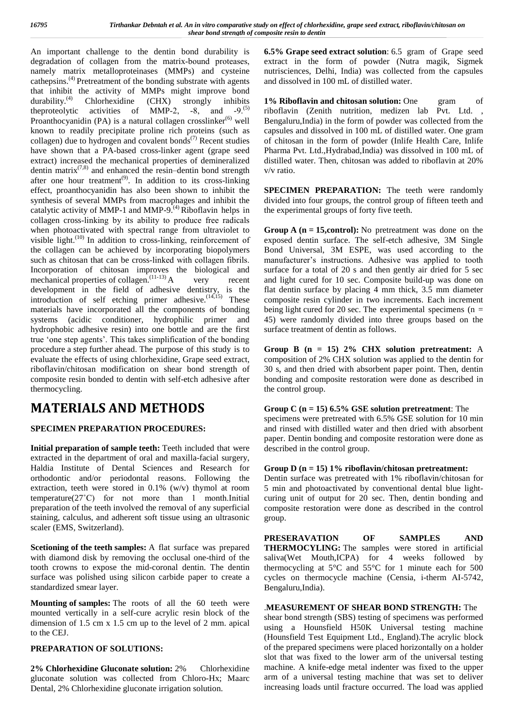An important challenge to the dentin bond durability is degradation of collagen from the matrix-bound proteases, namely matrix metalloproteinases (MMPs) and cysteine cathepsins.[4] Pretreatment of the bonding substrate with agents that inhibit the activity of MMPs might improve bond durability.[4] Chlorhexidine (CHX) strongly inhibits theproteolytic activities of MMP-2, -8, and -9.[5] Proanthocyanidin (PA) is a natural collagen crosslinker[6] well known to readily precipitate proline rich proteins (such as collagen) due to hydrogen and covalent bonds[7] Recent studies have shown that a PA-based cross-linker agent (grape seed extract) increased the mechanical properties of demineralized dentin matrix[7,8] and enhanced the resin–dentin bond strength after one hour treatment[9]. In addition to its cross-linking effect, proanthocyanidin has also been shown to inhibit the synthesis of several MMPs from macrophages and inhibit the catalytic activity of MMP-1 and MMP-9.[4] Riboflavin helps in collagen cross-linking by its ability to produce free radicals when photoactivated with spectral range from ultraviolet to visible light.[10] In addition to cross-linking, reinforcement of the collagen can be achieved by incorporating biopolymers such as chitosan that can be cross-linked with collagen fibrils. Incorporation of chitosan improves the biological and mechanical properties of collagen.[11-13] A very recent development in the field of adhesive dentistry, is the introduction of self etching primer adhesive.[14,15] These materials have incorporated all the components of bonding systems (acidic conditioner, hydrophilic primer and hydrophobic adhesive resin) into one bottle and are the first true 'one step agents'. This takes simplification of the bonding procedure a step further ahead. The purpose of this study is to evaluate the effects of using chlorhexidine, Grape seed extract, riboflavin/chitosan modification on shear bond strength of composite resin bonded to dentin with self-etch adhesive after thermocycling.

# MATERIALS AND METHODS

## SPECIMEN PREPARATION PROCEDURES:

**Initial preparation of sample teeth:** Teeth included that were extracted in the department of oral and maxilla-facial surgery, Haldia Institute of Dental Sciences and Research for orthodontic and/or periodontal reasons. Following the extraction, teeth were stored in 0.1% (w/v) thymol at room temperature(27˚C) for not more than 1 month.Initial preparation of the teeth involved the removal of any superficial staining, calculus, and adherent soft tissue using an ultrasonic scaler (EMS, Switzerland).

**Scetioning of the teeth samples:** A flat surface was prepared with diamond disk by removing the occlusal one-third of the tooth crowns to expose the mid-coronal dentin. The dentin surface was polished using silicon carbide paper to create a standardized smear layer.

**Mounting of samples:** The roots of all the 60 teeth were mounted vertically in a self-cure acrylic resin block of the dimension of 1.5 cm x 1.5 cm up to the level of 2 mm. apical to the CEJ.

## PREPARATION OF SOLUTIONS:

**2% Chlorhexidine Gluconate solution:** 2% Chlorhexidine gluconate solution was collected from Chloro-Hx; Maarc Dental, 2% Chlorhexidine gluconate irrigation solution.

**6.5% Grape seed extract solution**: 6.5 gram of Grape seed extract in the form of powder (Nutra magik, Sigmek nutrisciences, Delhi, India) was collected from the capsules and dissolved in 100 mL of distilled water.

**1% Riboflavin and chitosan solution:** One gram of riboflavin (Zenith nutrition, medizen lab Pvt. Ltd. , Bengaluru,India) in the form of powder was collected from the capsules and dissolved in 100 mL of distilled water. One gram of chitosan in the form of powder (Inlife Health Care, Inlife Pharma Pvt. Ltd.,Hydrabad,India) was dissolved in 100 mL of distilled water. Then, chitosan was added to riboflavin at 20% v/v ratio.

**SPECIMEN PREPARATION:** The teeth were randomly divided into four groups, the control group of fifteen teeth and the experimental groups of forty five teeth.

**Group A (n = 15,control):** No pretreatment was done on the exposed dentin surface. The self-etch adhesive, 3M Single Bond Universal, 3M ESPE, was used according to the manufacturer's instructions. Adhesive was applied to tooth surface for a total of 20 s and then gently air dried for 5 sec and light cured for 10 sec. Composite build-up was done on flat dentin surface by placing 4 mm thick, 3.5 mm diameter composite resin cylinder in two increments. Each increment being light cured for 20 sec. The experimental specimens (n = 45) were randomly divided into three groups based on the surface treatment of dentin as follows.

**Group B (n = 15) 2% CHX solution pretreatment:** A composition of 2% CHX solution was applied to the dentin for 30 s, and then dried with absorbent paper point. Then, dentin bonding and composite restoration were done as described in the control group.

**Group C (n = 15) 6.5% GSE solution pretreatment**: The specimens were pretreated with 6.5% GSE solution for 10 min and rinsed with distilled water and then dried with absorbent paper. Dentin bonding and composite restoration were done as described in the control group.

**Group D (n = 15) 1% riboflavin/chitosan pretreatment:** Dentin surface was pretreated with 1% riboflavin/chitosan for 5 min and photoactivated by conventional dental blue light-curing unit of output for 20 sec. Then, dentin bonding and composite restoration were done as described in the control group.

**PRESERAVATION OF SAMPLES AND THERMOCYLING:** The samples were stored in artificial saliva(Wet Mouth,ICPA) for 4 weeks followed by thermocycling at 5°C and 55°C for 1 minute each for 500 cycles on thermocycle machine (Censia, i-therm AI-5742, Bengaluru,India).

.**MEASUREMENT OF SHEAR BOND STRENGTH:** The shear bond strength (SBS) testing of specimens was performed using a Hounsfield H50K Universal testing machine (Hounsfield Test Equipment Ltd., England).The acrylic block of the prepared specimens were placed horizontally on a holder slot that was fixed to the lower arm of the universal testing machine. A knife-edge metal indenter was fixed to the upper arm of a universal testing machine that was set to deliver increasing loads until fracture occurred. The load was applied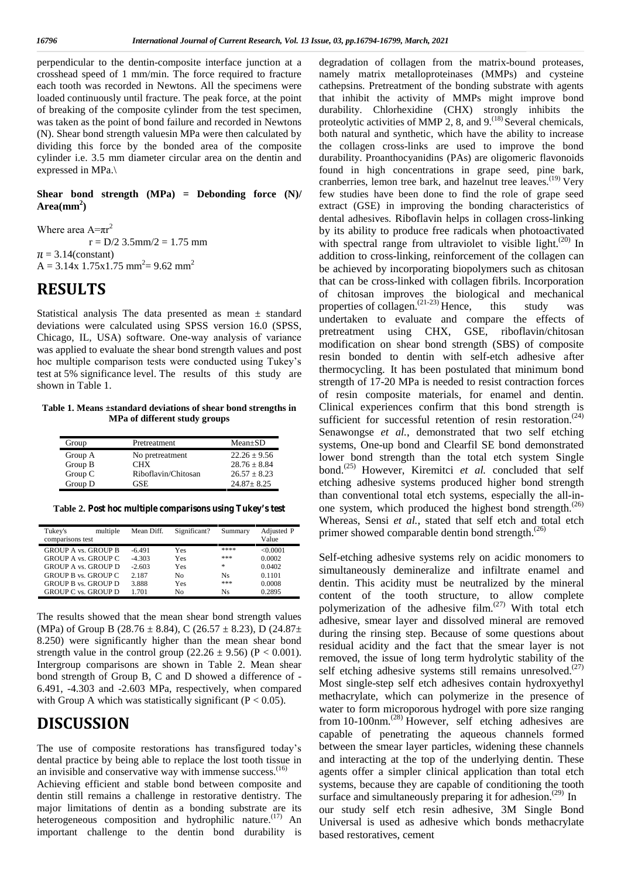perpendicular to the dentin-composite interface junction at a crosshead speed of 1 mm/min. The force required to fracture each tooth was recorded in Newtons. All the specimens were loaded continuously until fracture. The peak force, at the point of breaking of the composite cylinder from the test specimen, was taken as the point of bond failure and recorded in Newtons (N). Shear bond strength valuesin MPa were then calculated by dividing this force by the bonded area of the composite cylinder i.e. 3.5 mm diameter circular area on the dentin and expressed in MPa.\

**Shear bond strength (MPa) = Debonding force (N)/ Area($mm^2$)**

Where area $A=\pi r^2$

$r = D/2\ 3.5mm/2 = 1.75$ mm

$\pi = 3.14$(constant)

$A = 3.14x\ 1.75x1.75\ mm^2 = 9.62\ mm^2$

# RESULTS

Statistical analysis The data presented as mean ± standard deviations were calculated using SPSS version 16.0 (SPSS, Chicago, IL, USA) software. One-way analysis of variance was applied to evaluate the shear bond strength values and post hoc multiple comparison tests were conducted using Tukey's test at 5% significance level. The results of this study are shown in Table 1.

**Table 1. Means ±standard deviations of shear bond strengths in MPa of different study groups**

| Group | Pretreatment | Mean±SD |
|---|---|---|
| Group A | No pretreatment | 22.26 ± 9.56 |
| Group B | CHX | 28.76 ± 8.84 |
| Group C | Riboflavin/Chitosan | 26.57 ± 8.23 |
| Group D | GSE | 24.87± 8.25 |

**Table 2. Post hoc multiple comparisons using Tukey's test**

| Tukey's multiple comparisons test | Mean Diff. | Significant? | Summary | Adjusted P Value |
|---|---|---|---|---|
| GROUP A vs. GROUP B | -6.491 | Yes | **** | <0.0001 |
| GROUP A vs. GROUP C | -4.303 | Yes | *** | 0.0002 |
| GROUP A vs. GROUP D | -2.603 | Yes | * | 0.0402 |
| GROUP B vs. GROUP C | 2.187 | No | Ns | 0.1101 |
| GROUP B vs. GROUP D | 3.888 | Yes | *** | 0.0008 |
| GROUP C vs. GROUP D | 1.701 | No | Ns | 0.2895 |

The results showed that the mean shear bond strength values (MPa) of Group B (28.76 ± 8.84), C (26.57 ± 8.23), D (24.87± 8.250) were significantly higher than the mean shear bond strength value in the control group (22.26 ± 9.56) ($P < 0.001$). Intergroup comparisons are shown in Table 2. Mean shear bond strength of Group B, C and D showed a difference of -6.491, -4.303 and -2.603 MPa, respectively, when compared with Group A which was statistically significant ($P < 0.05$).

# DISCUSSION

The use of composite restorations has transfigured today's dental practice by being able to replace the lost tooth tissue in an invisible and conservative way with immense success.[16] Achieving efficient and stable bond between composite and dentin still remains a challenge in restorative dentistry. The major limitations of dentin as a bonding substrate are its heterogeneous composition and hydrophilic nature.[17] An important challenge to the dentin bond durability is degradation of collagen from the matrix-bound proteases, namely matrix metalloproteinases (MMPs) and cysteine cathepsins. Pretreatment of the bonding substrate with agents that inhibit the activity of MMPs might improve bond durability. Chlorhexidine (CHX) strongly inhibits the proteolytic activities of MMP 2, 8, and 9.[18] Several chemicals, both natural and synthetic, which have the ability to increase the collagen cross-links are used to improve the bond durability. Proanthocyanidins (PAs) are oligomeric flavonoids found in high concentrations in grape seed, pine bark, cranberries, lemon tree bark, and hazelnut tree leaves.[19] Very few studies have been done to find the role of grape seed extract (GSE) in improving the bonding characteristics of dental adhesives. Riboflavin helps in collagen cross-linking by its ability to produce free radicals when photoactivated with spectral range from ultraviolet to visible light.[20] In addition to cross-linking, reinforcement of the collagen can be achieved by incorporating biopolymers such as chitosan that can be cross-linked with collagen fibrils. Incorporation of chitosan improves the biological and mechanical properties of collagen.[21-23] Hence, this study was undertaken to evaluate and compare the effects of pretreatment using CHX, GSE, riboflavin/chitosan modification on shear bond strength (SBS) of composite resin bonded to dentin with self-etch adhesive after thermocycling. It has been postulated that minimum bond strength of 17-20 MPa is needed to resist contraction forces of resin composite materials, for enamel and dentin. Clinical experiences confirm that this bond strength is sufficient for successful retention of resin restoration.[24] Senawongse *et al.*, demonstrated that two self etching systems, One-up bond and Clearfil SE bond demonstrated lower bond strength than the total etch system Single bond.[25] However, Kiremitci *et al.* concluded that self etching adhesive systems produced higher bond strength than conventional total etch systems, especially the all-in-one system, which produced the highest bond strength.[26] Whereas, Sensi *et al.*, stated that self etch and total etch primer showed comparable dentin bond strength.[26]

Self-etching adhesive systems rely on acidic monomers to simultaneously demineralize and infiltrate enamel and dentin. This acidity must be neutralized by the mineral content of the tooth structure, to allow complete polymerization of the adhesive film.[27] With total etch adhesive, smear layer and dissolved mineral are removed during the rinsing step. Because of some questions about residual acidity and the fact that the smear layer is not removed, the issue of long term hydrolytic stability of the self etching adhesive systems still remains unresolved.[27] Most single-step self etch adhesives contain hydroxyethyl methacrylate, which can polymerize in the presence of water to form microporous hydrogel with pore size ranging from 10-100nm.[28] However, self etching adhesives are capable of penetrating the aqueous channels formed between the smear layer particles, widening these channels and interacting at the top of the underlying dentin. These agents offer a simpler clinical application than total etch systems, because they are capable of conditioning the tooth surface and simultaneously preparing it for adhesion.[29] In our study self etch resin adhesive, 3M Single Bond Universal is used as adhesive which bonds methacrylate based restoratives, cement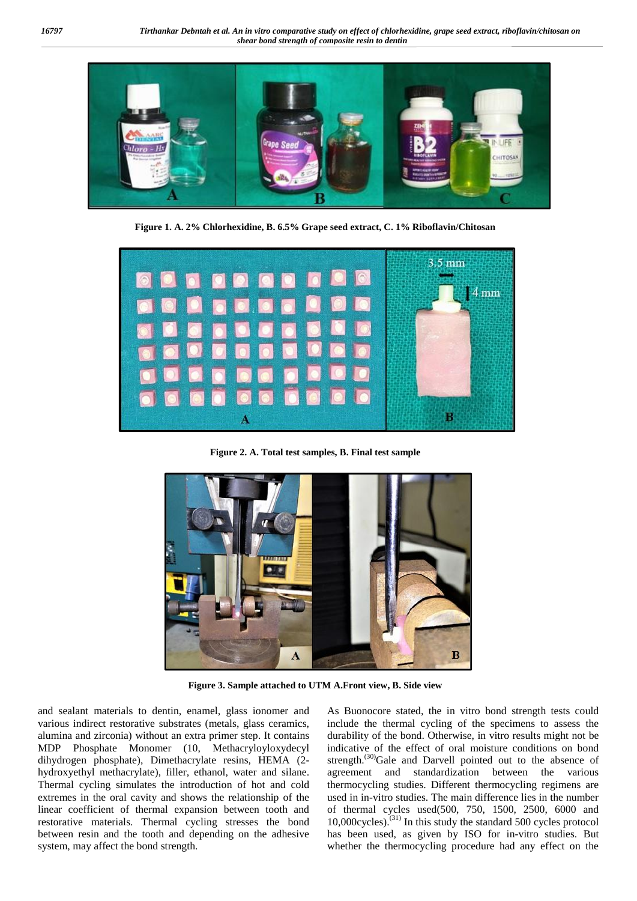Figure 1. A. 2% Chlorhexidine, B. 6.5% Grape seed extract, C. 1% Riboflavin/Chitosan

Figure 2. A. Total test samples, B. Final test sample

Figure 3. Sample attached to UTM A.Front view, B. Side view

and sealant materials to dentin, enamel, glass ionomer and various indirect restorative substrates (metals, glass ceramics, alumina and zirconia) without an extra primer step. It contains MDP Phosphate Monomer (10, Methacryloyloxydecyl dihydrogen phosphate), Dimethacrylate resins, HEMA (2-hydroxyethyl methacrylate), filler, ethanol, water and silane. Thermal cycling simulates the introduction of hot and cold extremes in the oral cavity and shows the relationship of the linear coefficient of thermal expansion between tooth and restorative materials. Thermal cycling stresses the bond between resin and the tooth and depending on the adhesive system, may affect the bond strength.

As Buonocore stated, the in vitro bond strength tests could include the thermal cycling of the specimens to assess the durability of the bond. Otherwise, in vitro results might not be indicative of the effect of oral moisture conditions on bond strength.[30] Gale and Darvell pointed out to the absence of agreement and standardization between the various thermocycling studies. Different thermocycling regimens are used in in-vitro studies. The main difference lies in the number of thermal cycles used(500, 750, 1500, 2500, 6000 and 10,000cycles).[31] In this study the standard 500 cycles protocol has been used, as given by ISO for in-vitro studies. But whether the thermocycling procedure had any effect on the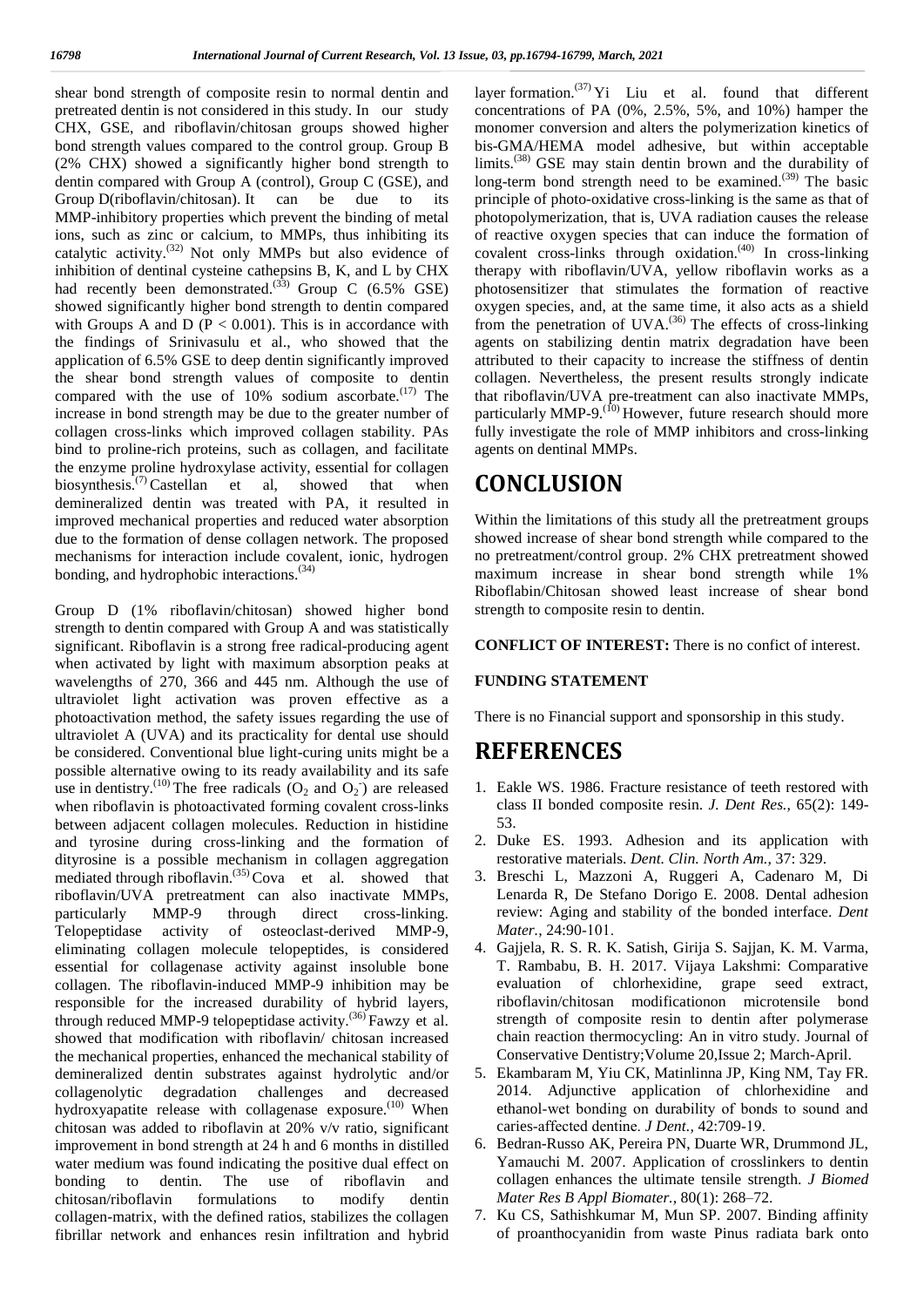shear bond strength of composite resin to normal dentin and pretreated dentin is not considered in this study. In our study CHX, GSE, and riboflavin/chitosan groups showed higher bond strength values compared to the control group. Group B (2% CHX) showed a significantly higher bond strength to dentin compared with Group A (control), Group C (GSE), and Group D(riboflavin/chitosan). It can be due to its MMP-inhibitory properties which prevent the binding of metal ions, such as zinc or calcium, to MMPs, thus inhibiting its catalytic activity.[32] Not only MMPs but also evidence of inhibition of dentinal cysteine cathepsins B, K, and L by CHX had recently been demonstrated.[33] Group C (6.5% GSE) showed significantly higher bond strength to dentin compared with Groups A and D ($P < 0.001$). This is in accordance with the findings of Srinivasulu et al., who showed that the application of 6.5% GSE to deep dentin significantly improved the shear bond strength values of composite to dentin compared with the use of 10% sodium ascorbate.[17] The increase in bond strength may be due to the greater number of collagen cross-links which improved collagen stability. PAs bind to proline-rich proteins, such as collagen, and facilitate the enzyme proline hydroxylase activity, essential for collagen biosynthesis.[7] Castellan et al, showed that when demineralized dentin was treated with PA, it resulted in improved mechanical properties and reduced water absorption due to the formation of dense collagen network. The proposed mechanisms for interaction include covalent, ionic, hydrogen bonding, and hydrophobic interactions.[34]

Group D (1% riboflavin/chitosan) showed higher bond strength to dentin compared with Group A and was statistically significant. Riboflavin is a strong free radical-producing agent when activated by light with maximum absorption peaks at wavelengths of 270, 366 and 445 nm. Although the use of ultraviolet light activation was proven effective as a photoactivation method, the safety issues regarding the use of ultraviolet A (UVA) and its practicality for dental use should be considered. Conventional blue light-curing units might be a possible alternative owing to its ready availability and its safe use in dentistry.[10] The free radicals ($O_2$ and $O_2^-$) are released when riboflavin is photoactivated forming covalent cross-links between adjacent collagen molecules. Reduction in histidine and tyrosine during cross-linking and the formation of dityrosine is a possible mechanism in collagen aggregation mediated through riboflavin.[35] Cova et al. showed that riboflavin/UVA pretreatment can also inactivate MMPs, particularly MMP-9 through direct cross-linking. Telopeptidase activity of osteoclast-derived MMP-9, eliminating collagen molecule telopeptides, is considered essential for collagenase activity against insoluble bone collagen. The riboflavin-induced MMP-9 inhibition may be responsible for the increased durability of hybrid layers, through reduced MMP-9 telopeptidase activity.[36] Fawzy et al. showed that modification with riboflavin/ chitosan increased the mechanical properties, enhanced the mechanical stability of demineralized dentin substrates against hydrolytic and/or collagenolytic degradation challenges and decreased hydroxyapatite release with collagenase exposure.[10] When chitosan was added to riboflavin at 20% v/v ratio, significant improvement in bond strength at 24 h and 6 months in distilled water medium was found indicating the positive dual effect on bonding to dentin. The use of riboflavin and chitosan/riboflavin formulations to modify dentin collagen-matrix, with the defined ratios, stabilizes the collagen fibrillar network and enhances resin infiltration and hybrid layer formation.[37] Yi Liu et al. found that different concentrations of PA (0%, 2.5%, 5%, and 10%) hamper the monomer conversion and alters the polymerization kinetics of bis-GMA/HEMA model adhesive, but within acceptable limits.[38] GSE may stain dentin brown and the durability of long-term bond strength need to be examined.[39] The basic principle of photo-oxidative cross-linking is the same as that of photopolymerization, that is, UVA radiation causes the release of reactive oxygen species that can induce the formation of covalent cross-links through oxidation.[40] In cross-linking therapy with riboflavin/UVA, yellow riboflavin works as a photosensitizer that stimulates the formation of reactive oxygen species, and, at the same time, it also acts as a shield from the penetration of UVA.[36] The effects of cross-linking agents on stabilizing dentin matrix degradation have been attributed to their capacity to increase the stiffness of dentin collagen. Nevertheless, the present results strongly indicate that riboflavin/UVA pre-treatment can also inactivate MMPs, particularly MMP-9.[10] However, future research should more fully investigate the role of MMP inhibitors and cross-linking agents on dentinal MMPs.

# CONCLUSION

Within the limitations of this study all the pretreatment groups showed increase of shear bond strength while compared to the no pretreatment/control group. 2% CHX pretreatment showed maximum increase in shear bond strength while 1% Riboflabin/Chitosan showed least increase of shear bond strength to composite resin to dentin.

**CONFLICT OF INTEREST:** There is no confict of interest.

**FUNDING STATEMENT**

There is no Financial support and sponsorship in this study.

# REFERENCES

1. Eakle WS. 1986. Fracture resistance of teeth restored with class II bonded composite resin. *J. Dent Res.,* 65(2): 149-53.
2. Duke ES. 1993. Adhesion and its application with restorative materials. *Dent. Clin. North Am.,* 37: 329.
3. Breschi L, Mazzoni A, Ruggeri A, Cadenaro M, Di Lenarda R, De Stefano Dorigo E. 2008. Dental adhesion review: Aging and stability of the bonded interface. *Dent Mater.,* 24:90-101.
4. Gajjela, R. S. R. K. Satish, Girija S. Sajjan, K. M. Varma, T. Rambabu, B. H. 2017. Vijaya Lakshmi: Comparative evaluation of chlorhexidine, grape seed extract, riboflavin/chitosan modificationon microtensile bond strength of composite resin to dentin after polymerase chain reaction thermocycling: An in vitro study. Journal of Conservative Dentistry;Volume 20,Issue 2; March-April.
5. Ekambaram M, Yiu CK, Matinlinna JP, King NM, Tay FR. 2014. Adjunctive application of chlorhexidine and ethanol-wet bonding on durability of bonds to sound and caries-affected dentine. *J Dent.,* 42:709-19.
6. Bedran-Russo AK, Pereira PN, Duarte WR, Drummond JL, Yamauchi M. 2007. Application of crosslinkers to dentin collagen enhances the ultimate tensile strength. *J Biomed Mater Res B Appl Biomater.,* 80(1): 268–72.
7. Ku CS, Sathishkumar M, Mun SP. 2007. Binding affinity of proanthocyanidin from waste Pinus radiata bark onto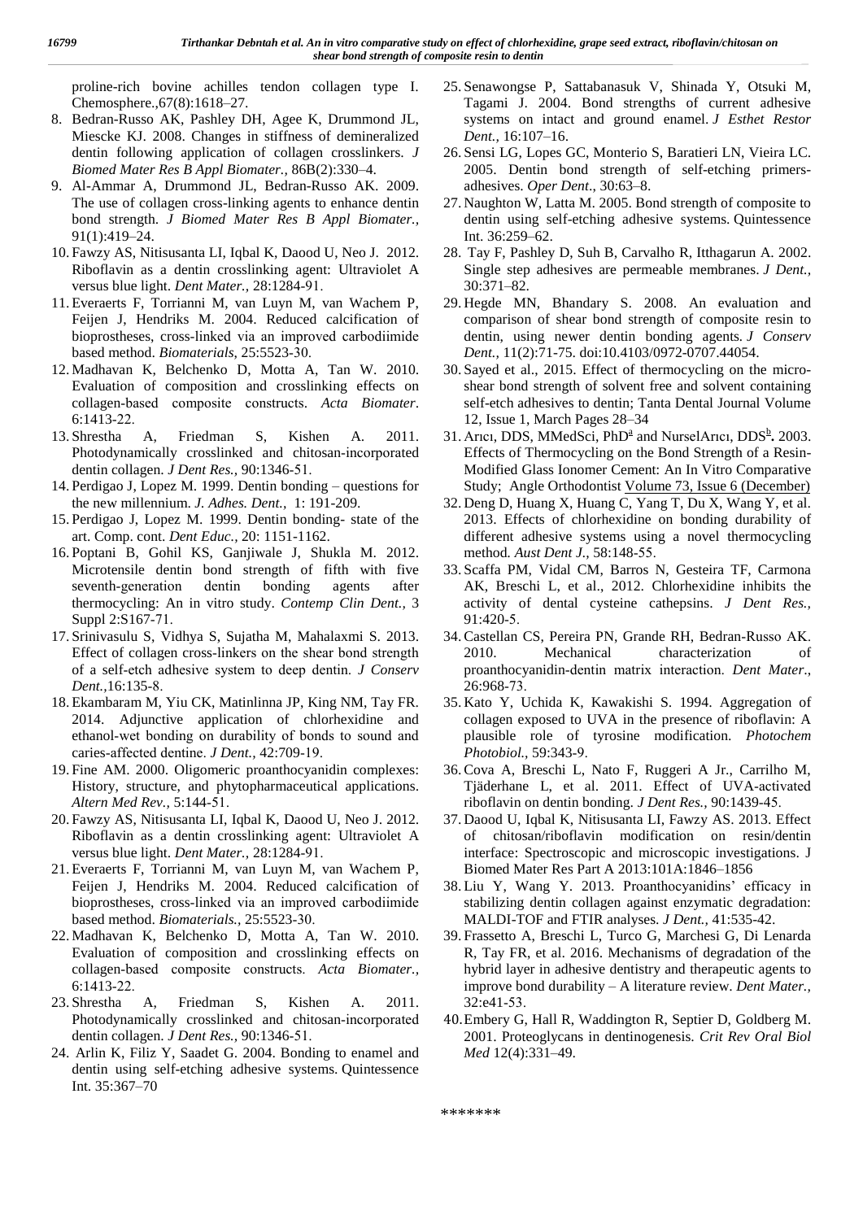proline-rich bovine achilles tendon collagen type I. Chemosphere.,67(8):1618–27.

8. Bedran-Russo AK, Pashley DH, Agee K, Drummond JL, Miescke KJ. 2008. Changes in stiffness of demineralized dentin following application of collagen crosslinkers. *J Biomed Mater Res B Appl Biomater.,* 86B(2):330–4.
9. Al-Ammar A, Drummond JL, Bedran-Russo AK. 2009. The use of collagen cross-linking agents to enhance dentin bond strength. *J Biomed Mater Res B Appl Biomater.*, 91(1):419–24.
10. Fawzy AS, Nitisusanta LI, Iqbal K, Daood U, Neo J. 2012. Riboflavin as a dentin crosslinking agent: Ultraviolet A versus blue light. *Dent Mater.,* 28:1284-91.
11. Everaerts F, Torrianni M, van Luyn M, van Wachem P, Feijen J, Hendriks M. 2004. Reduced calcification of bioprostheses, cross-linked via an improved carbodiimide based method. *Biomaterials*, 25:5523-30.
12. Madhavan K, Belchenko D, Motta A, Tan W. 2010. Evaluation of composition and crosslinking effects on collagen-based composite constructs. *Acta Biomater*. 6:1413-22.
13. Shrestha A, Friedman S, Kishen A. 2011. Photodynamically crosslinked and chitosan-incorporated dentin collagen. *J Dent Res.,* 90:1346-51.
14. Perdigao J, Lopez M. 1999. Dentin bonding – questions for the new millennium. *J. Adhes. Dent.,* 1: 191-209.
15. Perdigao J, Lopez M. 1999. Dentin bonding- state of the art. Comp. cont. *Dent Educ.,* 20: 1151-1162.
16. Poptani B, Gohil KS, Ganjiwale J, Shukla M. 2012. Microtensile dentin bond strength of fifth with five seventh-generation dentin bonding agents after thermocycling: An in vitro study. *Contemp Clin Dent.,* 3 Suppl 2:S167-71.
17. Srinivasulu S, Vidhya S, Sujatha M, Mahalaxmi S. 2013. Effect of collagen cross-linkers on the shear bond strength of a self-etch adhesive system to deep dentin. *J Conserv Dent.,*16:135-8.
18. Ekambaram M, Yiu CK, Matinlinna JP, King NM, Tay FR. 2014. Adjunctive application of chlorhexidine and ethanol-wet bonding on durability of bonds to sound and caries-affected dentine. *J Dent.,* 42:709-19.
19. Fine AM. 2000. Oligomeric proanthocyanidin complexes: History, structure, and phytopharmaceutical applications. *Altern Med Rev.,* 5:144-51.
20. Fawzy AS, Nitisusanta LI, Iqbal K, Daood U, Neo J. 2012. Riboflavin as a dentin crosslinking agent: Ultraviolet A versus blue light. *Dent Mater.,* 28:1284-91.
21. Everaerts F, Torrianni M, van Luyn M, van Wachem P, Feijen J, Hendriks M. 2004. Reduced calcification of bioprostheses, cross-linked via an improved carbodiimide based method. *Biomaterials.,* 25:5523-30.
22. Madhavan K, Belchenko D, Motta A, Tan W. 2010. Evaluation of composition and crosslinking effects on collagen-based composite constructs. *Acta Biomater.,* 6:1413-22.
23. Shrestha A, Friedman S, Kishen A. 2011. Photodynamically crosslinked and chitosan-incorporated dentin collagen. *J Dent Res.,* 90:1346-51.
24. Arlin K, Filiz Y, Saadet G. 2004. Bonding to enamel and dentin using self-etching adhesive systems. Quintessence Int. 35:367–70
25. Senawongse P, Sattabanasuk V, Shinada Y, Otsuki M, Tagami J. 2004. Bond strengths of current adhesive systems on intact and ground enamel. *J Esthet Restor Dent.,* 16:107–16.
26. Sensi LG, Lopes GC, Monterio S, Baratieri LN, Vieira LC. 2005. Dentin bond strength of self-etching primers-adhesives. *Oper Dent*., 30:63–8.
27. Naughton W, Latta M. 2005. Bond strength of composite to dentin using self-etching adhesive systems. Quintessence Int. 36:259–62.
28. Tay F, Pashley D, Suh B, Carvalho R, Itthagarun A. 2002. Single step adhesives are permeable membranes. *J Dent.,* 30:371–82.
29. Hegde MN, Bhandary S. 2008. An evaluation and comparison of shear bond strength of composite resin to dentin, using newer dentin bonding agents. *J Conserv Dent.,* 11(2):71-75. doi:10.4103/0972-0707.44054.
30. Sayed et al., 2015. Effect of thermocycling on the micro-shear bond strength of solvent free and solvent containing self-etch adhesives to dentin; Tanta Dental Journal Volume 12, Issue 1, March Pages 28–34
31. Arıcı, DDS, MMedSci, PhD[a] and NurselArıcı, DDS[b]. 2003. Effects of Thermocycling on the Bond Strength of a Resin-Modified Glass Ionomer Cement: An In Vitro Comparative Study; Angle Orthodontist Volume 73, Issue 6 (December)
32. Deng D, Huang X, Huang C, Yang T, Du X, Wang Y, et al. 2013. Effects of chlorhexidine on bonding durability of different adhesive systems using a novel thermocycling method. *Aust Dent J.,* 58:148-55.
33. Scaffa PM, Vidal CM, Barros N, Gesteira TF, Carmona AK, Breschi L, et al., 2012. Chlorhexidine inhibits the activity of dental cysteine cathepsins. *J Dent Res.,* 91:420-5.
34. Castellan CS, Pereira PN, Grande RH, Bedran-Russo AK. 2010. Mechanical characterization of proanthocyanidin-dentin matrix interaction. *Dent Mater*., 26:968-73.
35. Kato Y, Uchida K, Kawakishi S. 1994. Aggregation of collagen exposed to UVA in the presence of riboflavin: A plausible role of tyrosine modification. *Photochem Photobiol.,* 59:343-9.
36. Cova A, Breschi L, Nato F, Ruggeri A Jr., Carrilho M, Tjäderhane L, et al. 2011. Effect of UVA-activated riboflavin on dentin bonding. *J Dent Res.,* 90:1439-45.
37. Daood U, Iqbal K, Nitisusanta LI, Fawzy AS. 2013. Effect of chitosan/riboflavin modification on resin/dentin interface: Spectroscopic and microscopic investigations. J Biomed Mater Res Part A 2013:101A:1846–1856
38. Liu Y, Wang Y. 2013. Proanthocyanidins' efficacy in stabilizing dentin collagen against enzymatic degradation: MALDI-TOF and FTIR analyses. *J Dent.,* 41:535-42.
39. Frassetto A, Breschi L, Turco G, Marchesi G, Di Lenarda R, Tay FR, et al. 2016. Mechanisms of degradation of the hybrid layer in adhesive dentistry and therapeutic agents to improve bond durability – A literature review. *Dent Mater.,* 32:e41-53.
40. Embery G, Hall R, Waddington R, Septier D, Goldberg M. 2001. Proteoglycans in dentinogenesis. *Crit Rev Oral Biol Med* 12(4):331–49.

\*\*\*\*\*\*\*